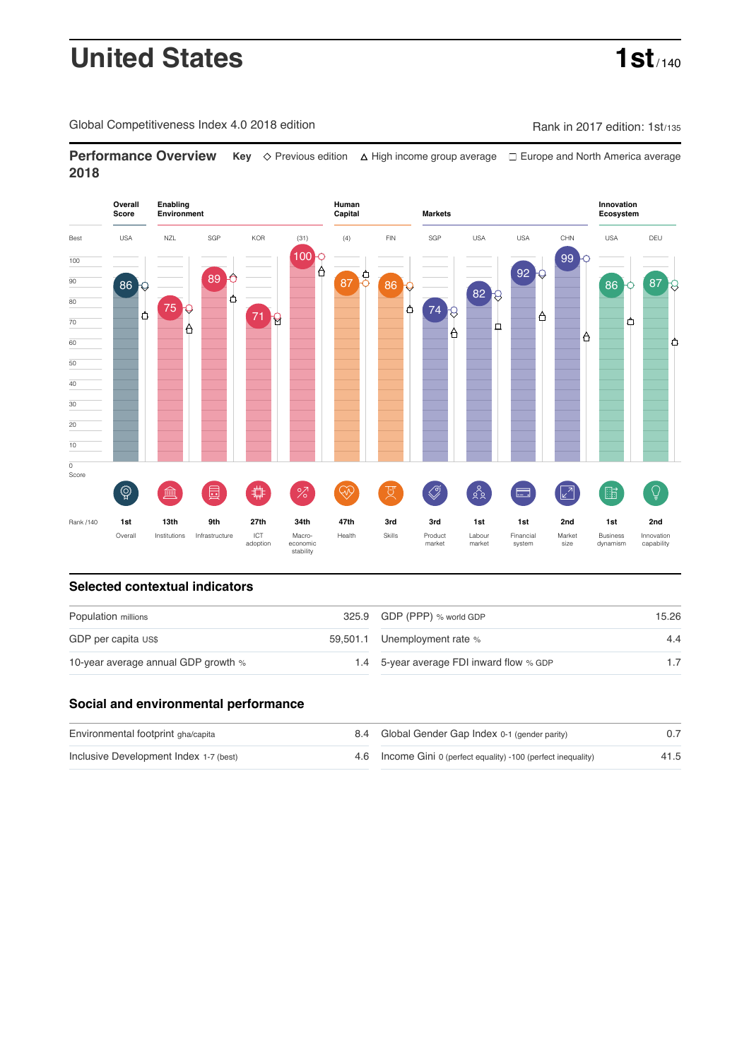# United States

**1st** / 140

Global Competitiveness Index 4.0 2018 edition

Rank in 2017 edition: 1st/135

## Performance Overview 2018

**Key** ◇ Previous edition △ High income group average □ Europe and North America average

| | Overall Score | Enabling Environment | | | | Human Capital | | Markets | | | | Innovation Ecosystem | |
|---|---|---|---|---|---|---|---|---|---|---|---|---|---|
| Best | USA | NZL | SGP | KOR | (31) | (4) | FIN | SGP | USA | USA | CHN | USA | DEU |
| Score | 86 | 75 | 89 | 71 | 100 | 87 | 86 | 74 | 82 | 92 | 99 | 86 | 87 |
| Rank /140 | 1st | 13th | 9th | 27th | 34th | 47th | 3rd | 3rd | 1st | 1st | 2nd | 1st | 2nd |
| | Overall | Institutions | Infrastructure | ICT adoption | Macro-economic stability | Health | Skills | Product market | Labour market | Financial system | Market size | Business dynamism | Innovation capability |

## Selected contextual indicators

| | | | |
|---|---|---|---|
| Population millions | 325.9 | GDP (PPP) % world GDP | 15.26 |
| GDP per capita US$ | 59,501.1 | Unemployment rate % | 4.4 |
| 10-year average annual GDP growth % | 1.4 | 5-year average FDI inward flow % GDP | 1.7 |

## Social and environmental performance

| | | | |
|---|---|---|---|
| Environmental footprint gha/capita | 8.4 | Global Gender Gap Index 0-1 (gender parity) | 0.7 |
| Inclusive Development Index 1-7 (best) | 4.6 | Income Gini 0 (perfect equality) -100 (perfect inequality) | 41.5 |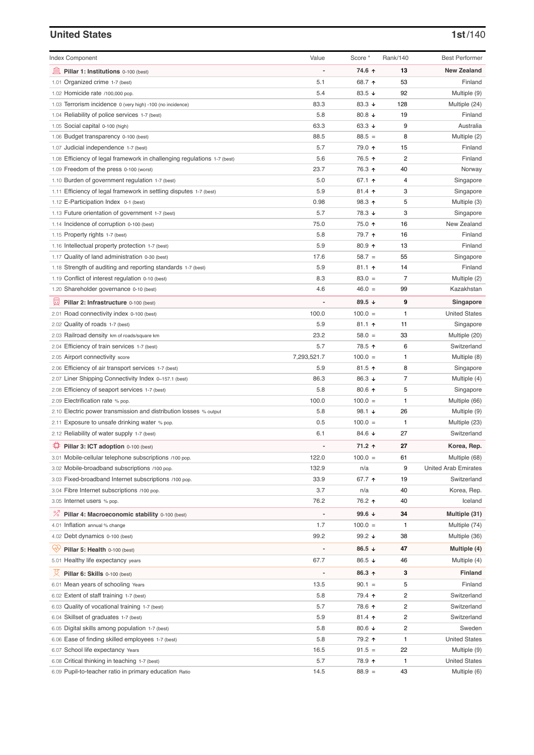## United States

**1st**/140

| Index Component | Value | Score * | Rank/140 | Best Performer |
|---|---|---|---|---|
| **Pillar 1: Institutions** 0-100 (best) | - | **74.6 ↑** | **13** | **New Zealand** |
| 1.01 Organized crime 1-7 (best) | 5.1 | 68.7 ↑ | 53 | Finland |
| 1.02 Homicide rate /100,000 pop. | 5.4 | 83.5 ↓ | 92 | Multiple (9) |
| 1.03 Terrorism incidence 0 (very high) -100 (no incidence) | 83.3 | 83.3 ↓ | 128 | Multiple (24) |
| 1.04 Reliability of police services 1-7 (best) | 5.8 | 80.8 ↓ | 19 | Finland |
| 1.05 Social capital 0-100 (high) | 63.3 | 63.3 ↓ | 9 | Australia |
| 1.06 Budget transparency 0-100 (best) | 88.5 | 88.5 = | 8 | Multiple (2) |
| 1.07 Judicial independence 1-7 (best) | 5.7 | 79.0 ↑ | 15 | Finland |
| 1.08 Efficiency of legal framework in challenging regulations 1-7 (best) | 5.6 | 76.5 ↑ | 2 | Finland |
| 1.09 Freedom of the press 0-100 (worst) | 23.7 | 76.3 ↑ | 40 | Norway |
| 1.10 Burden of government regulation 1-7 (best) | 5.0 | 67.1 ↑ | 4 | Singapore |
| 1.11 Efficiency of legal framework in settling disputes 1-7 (best) | 5.9 | 81.4 ↑ | 3 | Singapore |
| 1.12 E-Participation Index 0-1 (best) | 0.98 | 98.3 ↑ | 5 | Multiple (3) |
| 1.13 Future orientation of government 1-7 (best) | 5.7 | 78.3 ↓ | 3 | Singapore |
| 1.14 Incidence of corruption 0-100 (best) | 75.0 | 75.0 ↑ | 16 | New Zealand |
| 1.15 Property rights 1-7 (best) | 5.8 | 79.7 ↑ | 16 | Finland |
| 1.16 Intellectual property protection 1-7 (best) | 5.9 | 80.9 ↑ | 13 | Finland |
| 1.17 Quality of land administration 0-30 (best) | 17.6 | 58.7 = | 55 | Singapore |
| 1.18 Strength of auditing and reporting standards 1-7 (best) | 5.9 | 81.1 ↑ | 14 | Finland |
| 1.19 Conflict of interest regulation 0-10 (best) | 8.3 | 83.0 = | 7 | Multiple (2) |
| 1.20 Shareholder governance 0-10 (best) | 4.6 | 46.0 = | 99 | Kazakhstan |
| **Pillar 2: Infrastructure** 0-100 (best) | - | **89.5 ↓** | **9** | **Singapore** |
| 2.01 Road connectivity index 0-100 (best) | 100.0 | 100.0 = | 1 | United States |
| 2.02 Quality of roads 1-7 (best) | 5.9 | 81.1 ↑ | 11 | Singapore |
| 2.03 Railroad density km of roads/square km | 23.2 | 58.0 = | 33 | Multiple (20) |
| 2.04 Efficiency of train services 1-7 (best) | 5.7 | 78.5 ↑ | 6 | Switzerland |
| 2.05 Airport connectivity score | 7,293,521.7 | 100.0 = | 1 | Multiple (8) |
| 2.06 Efficiency of air transport services 1-7 (best) | 5.9 | 81.5 ↑ | 8 | Singapore |
| 2.07 Liner Shipping Connectivity Index 0–157.1 (best) | 86.3 | 86.3 ↓ | 7 | Multiple (4) |
| 2.08 Efficiency of seaport services 1-7 (best) | 5.8 | 80.6 ↑ | 5 | Singapore |
| 2.09 Electrification rate % pop. | 100.0 | 100.0 = | 1 | Multiple (66) |
| 2.10 Electric power transmission and distribution losses % output | 5.8 | 98.1 ↓ | 26 | Multiple (9) |
| 2.11 Exposure to unsafe drinking water % pop. | 0.5 | 100.0 = | 1 | Multiple (23) |
| 2.12 Reliability of water supply 1-7 (best) | 6.1 | 84.6 ↓ | 27 | Switzerland |
| **Pillar 3: ICT adoption** 0-100 (best) | - | **71.2 ↑** | **27** | **Korea, Rep.** |
| 3.01 Mobile-cellular telephone subscriptions /100 pop. | 122.0 | 100.0 = | 61 | Multiple (68) |
| 3.02 Mobile-broadband subscriptions /100 pop. | 132.9 | n/a | 9 | United Arab Emirates |
| 3.03 Fixed-broadband Internet subscriptions /100 pop. | 33.9 | 67.7 ↑ | 19 | Switzerland |
| 3.04 Fibre Internet subscriptions /100 pop. | 3.7 | n/a | 40 | Korea, Rep. |
| 3.05 Internet users % pop. | 76.2 | 76.2 ↑ | 40 | Iceland |
| **Pillar 4: Macroeconomic stability** 0-100 (best) | - | **99.6 ↓** | **34** | **Multiple (31)** |
| 4.01 Inflation annual % change | 1.7 | 100.0 = | 1 | Multiple (74) |
| 4.02 Debt dynamics 0-100 (best) | 99.2 | 99.2 ↓ | 38 | Multiple (36) |
| **Pillar 5: Health** 0-100 (best) | - | **86.5 ↓** | **47** | **Multiple (4)** |
| 5.01 Healthy life expectancy years | 67.7 | 86.5 ↓ | 46 | Multiple (4) |
| **Pillar 6: Skills** 0-100 (best) | - | **86.3 ↑** | **3** | **Finland** |
| 6.01 Mean years of schooling Years | 13.5 | 90.1 = | 5 | Finland |
| 6.02 Extent of staff training 1-7 (best) | 5.8 | 79.4 ↑ | 2 | Switzerland |
| 6.03 Quality of vocational training 1-7 (best) | 5.7 | 78.6 ↑ | 2 | Switzerland |
| 6.04 Skillset of graduates 1-7 (best) | 5.9 | 81.4 ↑ | 2 | Switzerland |
| 6.05 Digital skills among population 1-7 (best) | 5.8 | 80.6 ↓ | 2 | Sweden |
| 6.06 Ease of finding skilled employees 1-7 (best) | 5.8 | 79.2 ↑ | 1 | United States |
| 6.07 School life expectancy Years | 16.5 | 91.5 = | 22 | Multiple (9) |
| 6.08 Critical thinking in teaching 1-7 (best) | 5.7 | 78.9 ↑ | 1 | United States |
| 6.09 Pupil-to-teacher ratio in primary education Ratio | 14.5 | 88.9 = | 43 | Multiple (6) |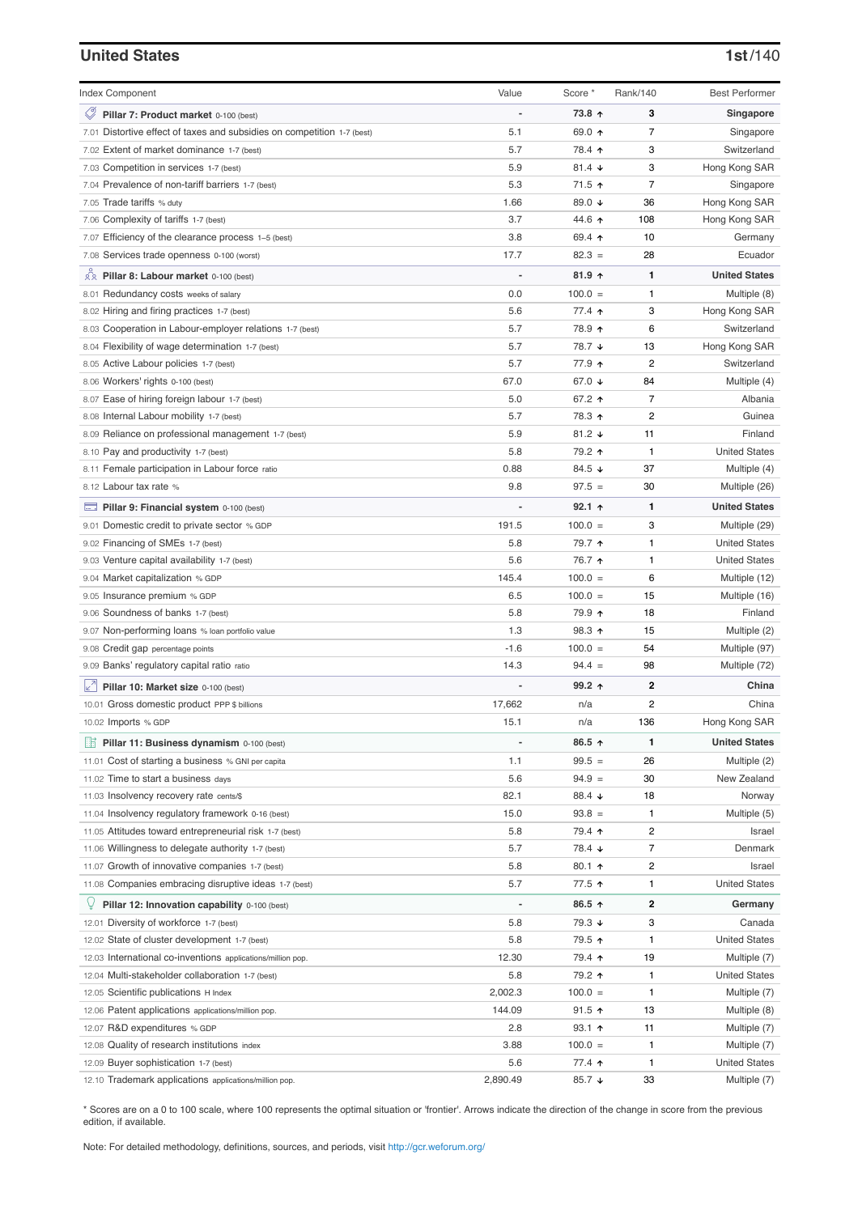## United States

**1st/140**

| Index Component | Value | Score * | Rank/140 | Best Performer |
|---|---|---|---|---|
| **Pillar 7: Product market** 0-100 (best) | - | **73.8 ↑** | **3** | **Singapore** |
| 7.01 Distortive effect of taxes and subsidies on competition 1-7 (best) | 5.1 | 69.0 ↑ | 7 | Singapore |
| 7.02 Extent of market dominance 1-7 (best) | 5.7 | 78.4 ↑ | 3 | Switzerland |
| 7.03 Competition in services 1-7 (best) | 5.9 | 81.4 ↓ | 3 | Hong Kong SAR |
| 7.04 Prevalence of non-tariff barriers 1-7 (best) | 5.3 | 71.5 ↑ | 7 | Singapore |
| 7.05 Trade tariffs % duty | 1.66 | 89.0 ↓ | 36 | Hong Kong SAR |
| 7.06 Complexity of tariffs 1-7 (best) | 3.7 | 44.6 ↑ | 108 | Hong Kong SAR |
| 7.07 Efficiency of the clearance process 1–5 (best) | 3.8 | 69.4 ↑ | 10 | Germany |
| 7.08 Services trade openness 0-100 (worst) | 17.7 | 82.3 = | 28 | Ecuador |
| **Pillar 8: Labour market** 0-100 (best) | - | **81.9 ↑** | **1** | **United States** |
| 8.01 Redundancy costs weeks of salary | 0.0 | 100.0 = | 1 | Multiple (8) |
| 8.02 Hiring and firing practices 1-7 (best) | 5.6 | 77.4 ↑ | 3 | Hong Kong SAR |
| 8.03 Cooperation in Labour-employer relations 1-7 (best) | 5.7 | 78.9 ↑ | 6 | Switzerland |
| 8.04 Flexibility of wage determination 1-7 (best) | 5.7 | 78.7 ↓ | 13 | Hong Kong SAR |
| 8.05 Active Labour policies 1-7 (best) | 5.7 | 77.9 ↑ | 2 | Switzerland |
| 8.06 Workers' rights 0-100 (best) | 67.0 | 67.0 ↓ | 84 | Multiple (4) |
| 8.07 Ease of hiring foreign labour 1-7 (best) | 5.0 | 67.2 ↑ | 7 | Albania |
| 8.08 Internal Labour mobility 1-7 (best) | 5.7 | 78.3 ↑ | 2 | Guinea |
| 8.09 Reliance on professional management 1-7 (best) | 5.9 | 81.2 ↓ | 11 | Finland |
| 8.10 Pay and productivity 1-7 (best) | 5.8 | 79.2 ↑ | 1 | United States |
| 8.11 Female participation in Labour force ratio | 0.88 | 84.5 ↓ | 37 | Multiple (4) |
| 8.12 Labour tax rate % | 9.8 | 97.5 = | 30 | Multiple (26) |
| **Pillar 9: Financial system** 0-100 (best) | - | **92.1 ↑** | **1** | **United States** |
| 9.01 Domestic credit to private sector % GDP | 191.5 | 100.0 = | 3 | Multiple (29) |
| 9.02 Financing of SMEs 1-7 (best) | 5.8 | 79.7 ↑ | 1 | United States |
| 9.03 Venture capital availability 1-7 (best) | 5.6 | 76.7 ↑ | 1 | United States |
| 9.04 Market capitalization % GDP | 145.4 | 100.0 = | 6 | Multiple (12) |
| 9.05 Insurance premium % GDP | 6.5 | 100.0 = | 15 | Multiple (16) |
| 9.06 Soundness of banks 1-7 (best) | 5.8 | 79.9 ↑ | 18 | Finland |
| 9.07 Non-performing loans % loan portfolio value | 1.3 | 98.3 ↑ | 15 | Multiple (2) |
| 9.08 Credit gap percentage points | -1.6 | 100.0 = | 54 | Multiple (97) |
| 9.09 Banks' regulatory capital ratio ratio | 14.3 | 94.4 = | 98 | Multiple (72) |
| **Pillar 10: Market size** 0-100 (best) | - | **99.2 ↑** | **2** | **China** |
| 10.01 Gross domestic product PPP $ billions | 17,662 | n/a | 2 | China |
| 10.02 Imports % GDP | 15.1 | n/a | 136 | Hong Kong SAR |
| **Pillar 11: Business dynamism** 0-100 (best) | - | **86.5 ↑** | **1** | **United States** |
| 11.01 Cost of starting a business % GNI per capita | 1.1 | 99.5 = | 26 | Multiple (2) |
| 11.02 Time to start a business days | 5.6 | 94.9 = | 30 | New Zealand |
| 11.03 Insolvency recovery rate cents/$ | 82.1 | 88.4 ↓ | 18 | Norway |
| 11.04 Insolvency regulatory framework 0-16 (best) | 15.0 | 93.8 = | 1 | Multiple (5) |
| 11.05 Attitudes toward entrepreneurial risk 1-7 (best) | 5.8 | 79.4 ↑ | 2 | Israel |
| 11.06 Willingness to delegate authority 1-7 (best) | 5.7 | 78.4 ↓ | 7 | Denmark |
| 11.07 Growth of innovative companies 1-7 (best) | 5.8 | 80.1 ↑ | 2 | Israel |
| 11.08 Companies embracing disruptive ideas 1-7 (best) | 5.7 | 77.5 ↑ | 1 | United States |
| **Pillar 12: Innovation capability** 0-100 (best) | - | **86.5 ↑** | **2** | **Germany** |
| 12.01 Diversity of workforce 1-7 (best) | 5.8 | 79.3 ↓ | 3 | Canada |
| 12.02 State of cluster development 1-7 (best) | 5.8 | 79.5 ↑ | 1 | United States |
| 12.03 International co-inventions applications/million pop. | 12.30 | 79.4 ↑ | 19 | Multiple (7) |
| 12.04 Multi-stakeholder collaboration 1-7 (best) | 5.8 | 79.2 ↑ | 1 | United States |
| 12.05 Scientific publications H Index | 2,002.3 | 100.0 = | 1 | Multiple (7) |
| 12.06 Patent applications applications/million pop. | 144.09 | 91.5 ↑ | 13 | Multiple (8) |
| 12.07 R&D expenditures % GDP | 2.8 | 93.1 ↑ | 11 | Multiple (7) |
| 12.08 Quality of research institutions index | 3.88 | 100.0 = | 1 | Multiple (7) |
| 12.09 Buyer sophistication 1-7 (best) | 5.6 | 77.4 ↑ | 1 | United States |
| 12.10 Trademark applications applications/million pop. | 2,890.49 | 85.7 ↓ | 33 | Multiple (7) |

* Scores are on a 0 to 100 scale, where 100 represents the optimal situation or 'frontier'. Arrows indicate the direction of the change in score from the previous edition, if available.

Note: For detailed methodology, definitions, sources, and periods, visit http://gcr.weforum.org/